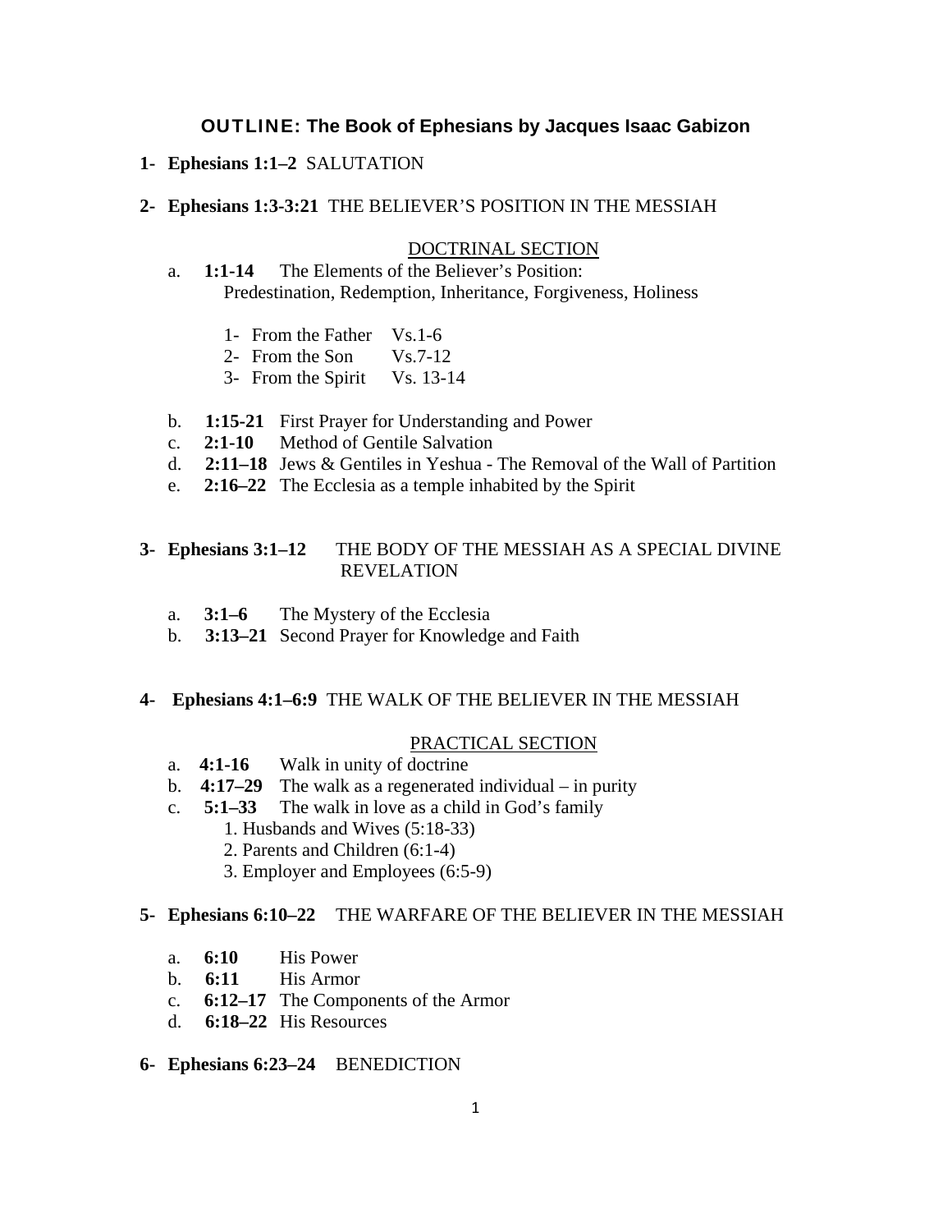# OUTLINE: The Book of Ephesians by Jacques Isaac Gabizon

**1- Ephesians 1:1–2** SALUTATION

**2- Ephesians 1:3-3:21** THE BELIEVER'S POSITION IN THE MESSIAH

DOCTRINAL SECTION

a. **1:1-14** The Elements of the Believer's Position: Predestination, Redemption, Inheritance, Forgiveness, Holiness

   1- From the Father Vs.1-6
   2- From the Son Vs.7-12
   3- From the Spirit Vs. 13-14

b. **1:15-21** First Prayer for Understanding and Power
c. **2:1-10** Method of Gentile Salvation
d. **2:11–18** Jews & Gentiles in Yeshua - The Removal of the Wall of Partition
e. **2:16–22** The Ecclesia as a temple inhabited by the Spirit

**3- Ephesians 3:1–12** THE BODY OF THE MESSIAH AS A SPECIAL DIVINE REVELATION

a. **3:1–6** The Mystery of the Ecclesia
b. **3:13–21** Second Prayer for Knowledge and Faith

**4- Ephesians 4:1–6:9** THE WALK OF THE BELIEVER IN THE MESSIAH

PRACTICAL SECTION

a. **4:1-16** Walk in unity of doctrine
b. **4:17–29** The walk as a regenerated individual – in purity
c. **5:1–33** The walk in love as a child in God's family
   1. Husbands and Wives (5:18-33)
   2. Parents and Children (6:1-4)
   3. Employer and Employees (6:5-9)

**5- Ephesians 6:10–22** THE WARFARE OF THE BELIEVER IN THE MESSIAH

a. **6:10** His Power
b. **6:11** His Armor
c. **6:12–17** The Components of the Armor
d. **6:18–22** His Resources

**6- Ephesians 6:23–24** BENEDICTION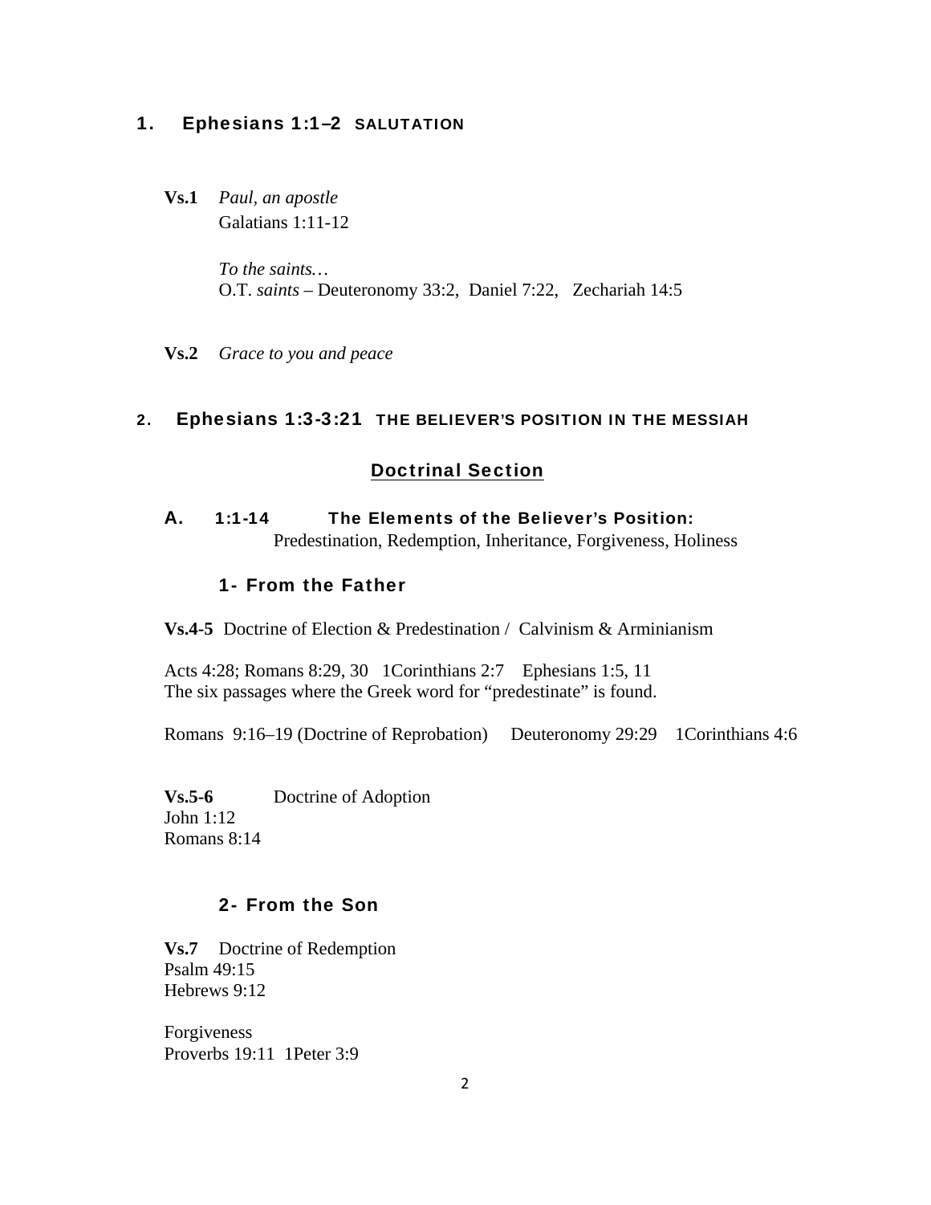## 1. Ephesians 1:1–2 SALUTATION

**Vs.1** *Paul, an apostle*
Galatians 1:11-12

*To the saints…*
O.T. *saints* – Deuteronomy 33:2, Daniel 7:22, Zechariah 14:5

**Vs.2** *Grace to you and peace*

## 2. Ephesians 1:3-3:21 THE BELIEVER'S POSITION IN THE MESSIAH

### Doctrinal Section

### A. 1:1-14 The Elements of the Believer's Position:
Predestination, Redemption, Inheritance, Forgiveness, Holiness

#### 1- From the Father

**Vs.4-5** Doctrine of Election & Predestination / Calvinism & Arminianism

Acts 4:28; Romans 8:29, 30 1Corinthians 2:7 Ephesians 1:5, 11
The six passages where the Greek word for "predestinate" is found.

Romans 9:16–19 (Doctrine of Reprobation) Deuteronomy 29:29 1Corinthians 4:6

**Vs.5-6** Doctrine of Adoption
John 1:12
Romans 8:14

#### 2- From the Son

**Vs.7** Doctrine of Redemption
Psalm 49:15
Hebrews 9:12

Forgiveness
Proverbs 19:11 1Peter 3:9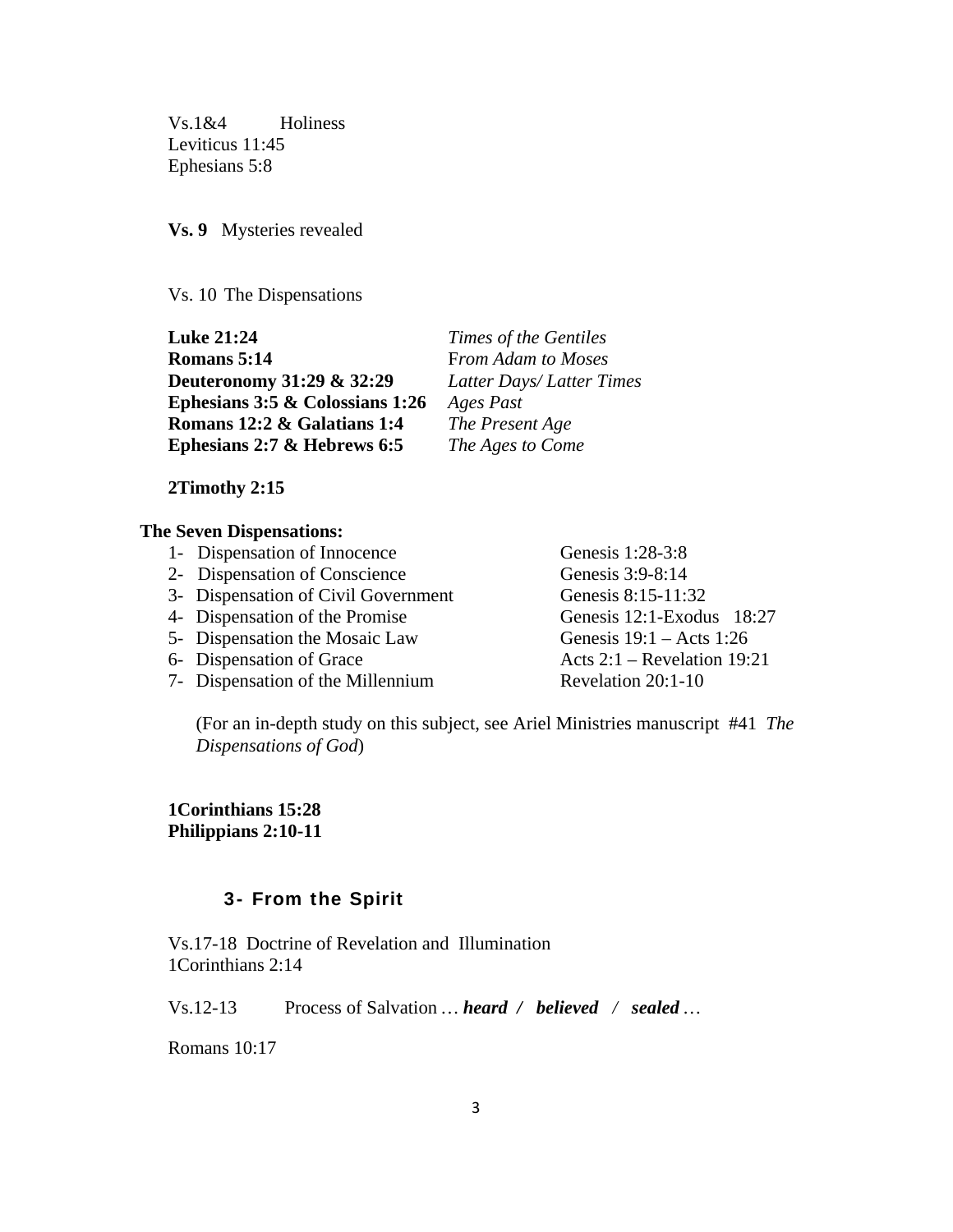Vs.1&4 Holiness
Leviticus 11:45
Ephesians 5:8

**Vs. 9** Mysteries revealed

Vs. 10 The Dispensations

| | |
|---|---|
| **Luke 21:24** | *Times of the Gentiles* |
| **Romans 5:14** | *From Adam to Moses* |
| **Deuteronomy 31:29 & 32:29** | *Latter Days/ Latter Times* |
| **Ephesians 3:5 & Colossians 1:26** | *Ages Past* |
| **Romans 12:2 & Galatians 1:4** | *The Present Age* |
| **Ephesians 2:7 & Hebrews 6:5** | *The Ages to Come* |

**2Timothy 2:15**

**The Seven Dispensations:**

| | |
|---|---|
| 1- Dispensation of Innocence | Genesis 1:28-3:8 |
| 2- Dispensation of Conscience | Genesis 3:9-8:14 |
| 3- Dispensation of Civil Government | Genesis 8:15-11:32 |
| 4- Dispensation of the Promise | Genesis 12:1-Exodus 18:27 |
| 5- Dispensation the Mosaic Law | Genesis 19:1 – Acts 1:26 |
| 6- Dispensation of Grace | Acts 2:1 – Revelation 19:21 |
| 7- Dispensation of the Millennium | Revelation 20:1-10 |

(For an in-depth study on this subject, see Ariel Ministries manuscript #41 *The Dispensations of God*)

**1Corinthians 15:28**
**Philippians 2:10-11**

### 3- From the Spirit

Vs.17-18 Doctrine of Revelation and Illumination
1Corinthians 2:14

Vs.12-13 Process of Salvation … ***heard / believed / sealed*** …

Romans 10:17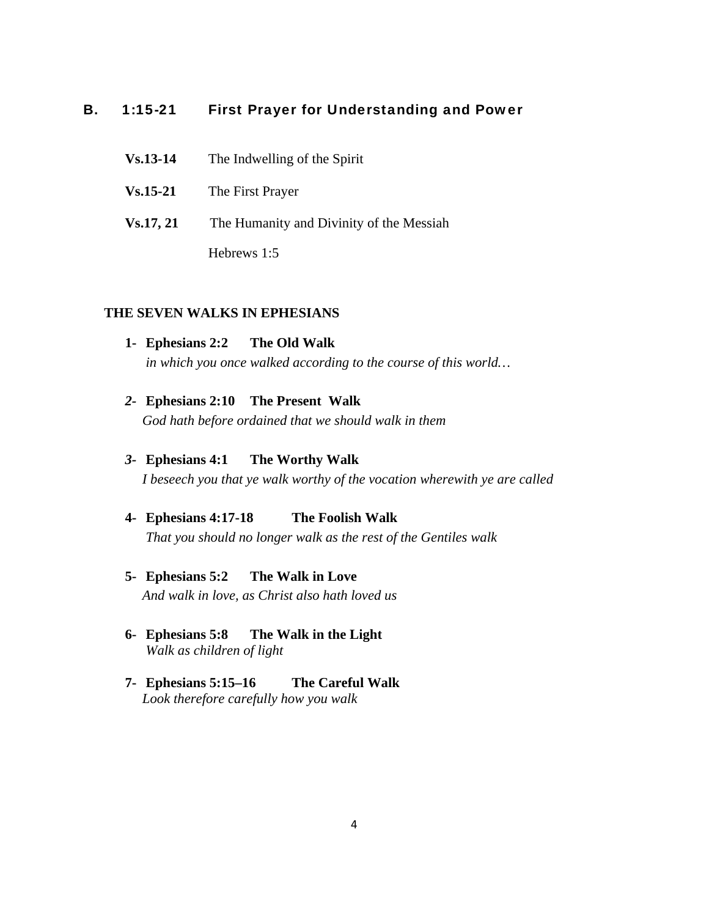## B. 1:15-21 First Prayer for Understanding and Power

**Vs.13-14** The Indwelling of the Spirit

**Vs.15-21** The First Prayer

**Vs.17, 21** The Humanity and Divinity of the Messiah

Hebrews 1:5

### THE SEVEN WALKS IN EPHESIANS

1- **Ephesians 2:2 The Old Walk**
*in which you once walked according to the course of this world…*

2- **Ephesians 2:10 The Present Walk**
*God hath before ordained that we should walk in them*

3- **Ephesians 4:1 The Worthy Walk**
*I beseech you that ye walk worthy of the vocation wherewith ye are called*

4- **Ephesians 4:17-18 The Foolish Walk**
*That you should no longer walk as the rest of the Gentiles walk*

5- **Ephesians 5:2 The Walk in Love**
*And walk in love, as Christ also hath loved us*

6- **Ephesians 5:8 The Walk in the Light**
*Walk as children of light*

7- **Ephesians 5:15–16 The Careful Walk**
*Look therefore carefully how you walk*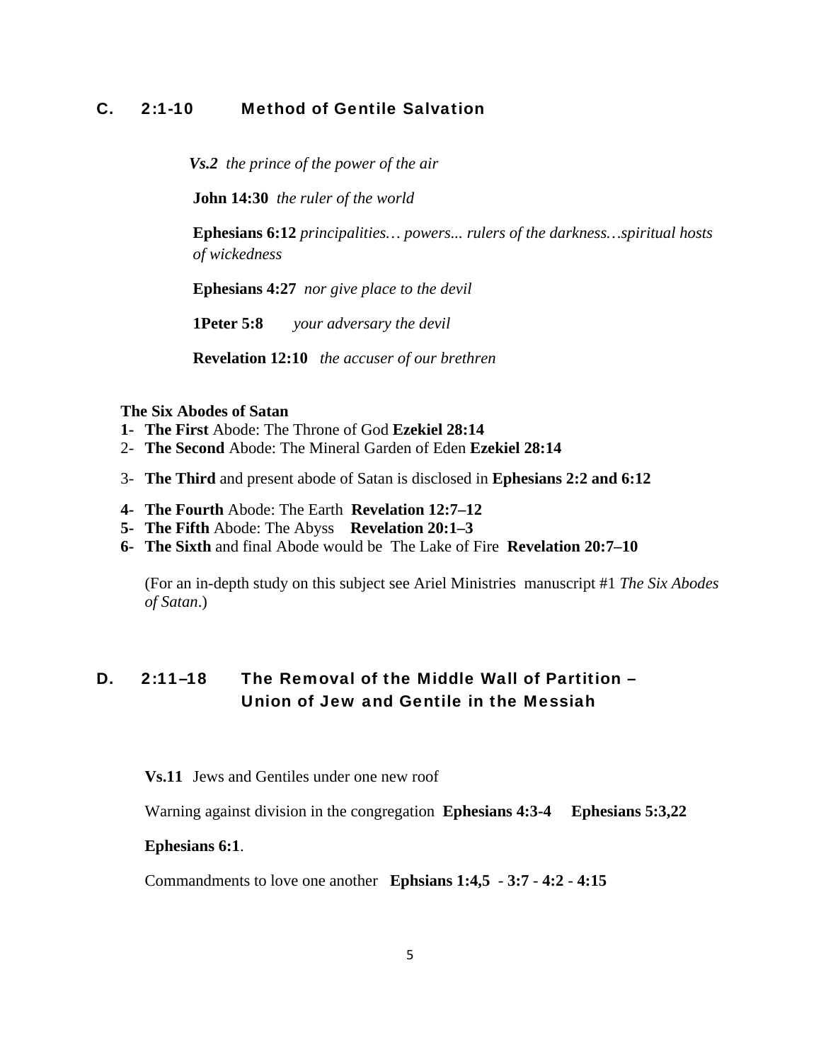## C. 2:1-10 Method of Gentile Salvation

***Vs.2*** *the prince of the power of the air*

**John 14:30** *the ruler of the world*

**Ephesians 6:12** *principalities… powers... rulers of the darkness…spiritual hosts of wickedness*

**Ephesians 4:27** *nor give place to the devil*

**1Peter 5:8** *your adversary the devil*

**Revelation 12:10** *the accuser of our brethren*

**The Six Abodes of Satan**

1- **The First** Abode: The Throne of God **Ezekiel 28:14**

2- **The Second** Abode: The Mineral Garden of Eden **Ezekiel 28:14**

3- **The Third** and present abode of Satan is disclosed in **Ephesians 2:2 and 6:12**

4- **The Fourth** Abode: The Earth **Revelation 12:7–12**

5- **The Fifth** Abode: The Abyss **Revelation 20:1–3**

6- **The Sixth** and final Abode would be The Lake of Fire **Revelation 20:7–10**

(For an in-depth study on this subject see Ariel Ministries manuscript #1 *The Six Abodes of Satan*.)

## D. 2:11–18 The Removal of the Middle Wall of Partition – Union of Jew and Gentile in the Messiah

**Vs.11** Jews and Gentiles under one new roof

Warning against division in the congregation **Ephesians 4:3-4** **Ephesians 5:3,22**

**Ephesians 6:1**.

Commandments to love one another **Ephsians 1:4,5** - **3:7** - **4:2** - **4:15**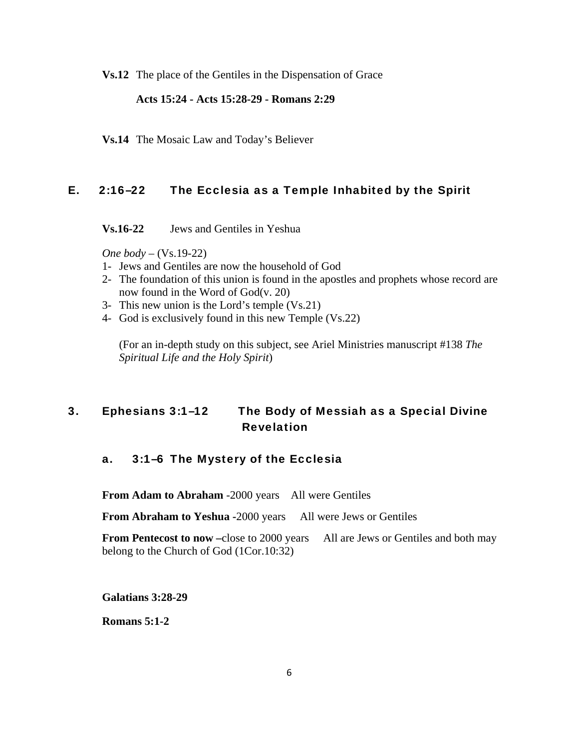**Vs.12** The place of the Gentiles in the Dispensation of Grace

**Acts 15:24 - Acts 15:28-29 - Romans 2:29**

**Vs.14** The Mosaic Law and Today's Believer

## E. 2:16–22 The Ecclesia as a Temple Inhabited by the Spirit

**Vs.16-22** Jews and Gentiles in Yeshua

*One body* – (Vs.19-22)

1- Jews and Gentiles are now the household of God
2- The foundation of this union is found in the apostles and prophets whose record are now found in the Word of God(v. 20)
3- This new union is the Lord's temple (Vs.21)
4- God is exclusively found in this new Temple (Vs.22)

(For an in-depth study on this subject, see Ariel Ministries manuscript #138 *The Spiritual Life and the Holy Spirit*)

## 3. Ephesians 3:1–12 The Body of Messiah as a Special Divine Revelation

### a. 3:1–6 The Mystery of the Ecclesia

**From Adam to Abraham** -2000 years All were Gentiles

**From Abraham to Yeshua** -2000 years All were Jews or Gentiles

**From Pentecost to now** –close to 2000 years All are Jews or Gentiles and both may belong to the Church of God (1Cor.10:32)

**Galatians 3:28-29**

**Romans 5:1-2**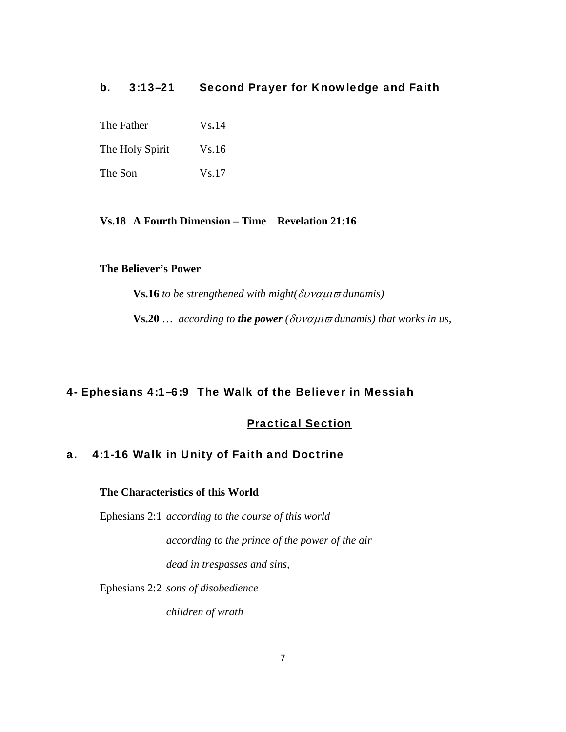### b. 3:13–21 Second Prayer for Knowledge and Faith

| | |
|---|---|
| The Father | Vs**.**14 |
| The Holy Spirit | Vs.16 |
| The Son | Vs.17 |

**Vs.18 A Fourth Dimension – Time Revelation 21:16**

**The Believer's Power**

**Vs.16** *to be strengthened with might(δυναμιϖ dunamis)*

**Vs.20** … *according to* ***the power*** *(δυναμιϖ dunamis) that works in us,*

## 4- Ephesians 4:1–6:9 The Walk of the Believer in Messiah

**<u>Practical Section</u>**

### a. 4:1-16 Walk in Unity of Faith and Doctrine

**The Characteristics of this World**

Ephesians 2:1 *according to the course of this world*

*according to the prince of the power of the air*

*dead in trespasses and sins,*

Ephesians 2:2 *sons of disobedience*

*children of wrath*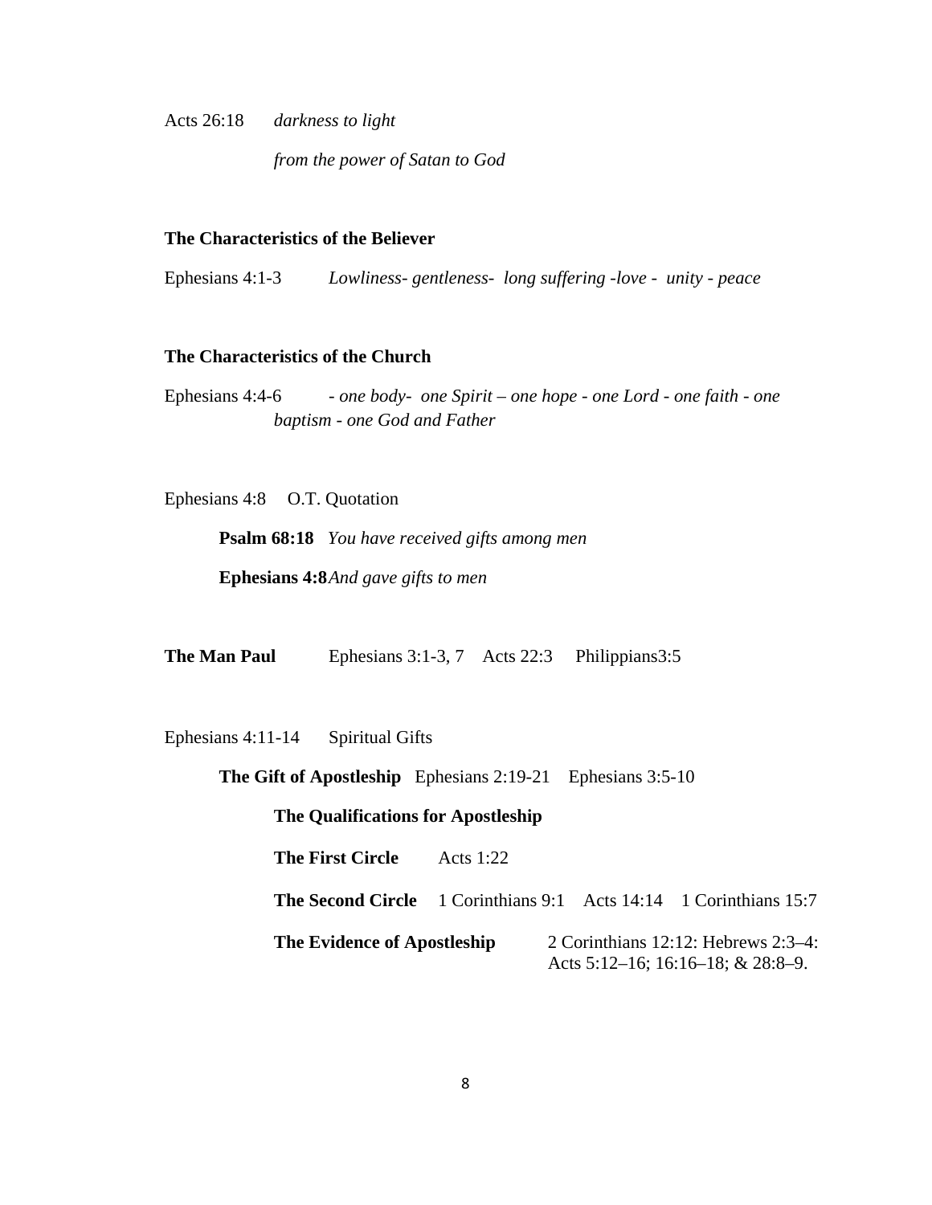Acts 26:18 *darkness to light*

*from the power of Satan to God*

**The Characteristics of the Believer**

Ephesians 4:1-3 *Lowliness- gentleness- long suffering -love - unity - peace*

**The Characteristics of the Church**

Ephesians 4:4-6 *- one body- one Spirit – one hope - one Lord - one faith - one baptism - one God and Father*

Ephesians 4:8 O.T. Quotation

**Psalm 68:18** *You have received gifts among men*

**Ephesians 4:8** *And gave gifts to men*

**The Man Paul** Ephesians 3:1-3, 7 Acts 22:3 Philippians3:5

Ephesians 4:11-14 Spiritual Gifts

**The Gift of Apostleship** Ephesians 2:19-21 Ephesians 3:5-10

**The Qualifications for Apostleship**

**The First Circle** Acts 1:22

**The Second Circle** 1 Corinthians 9:1 Acts 14:14 1 Corinthians 15:7

**The Evidence of Apostleship** 2 Corinthians 12:12: Hebrews 2:3–4: Acts 5:12–16; 16:16–18; & 28:8–9.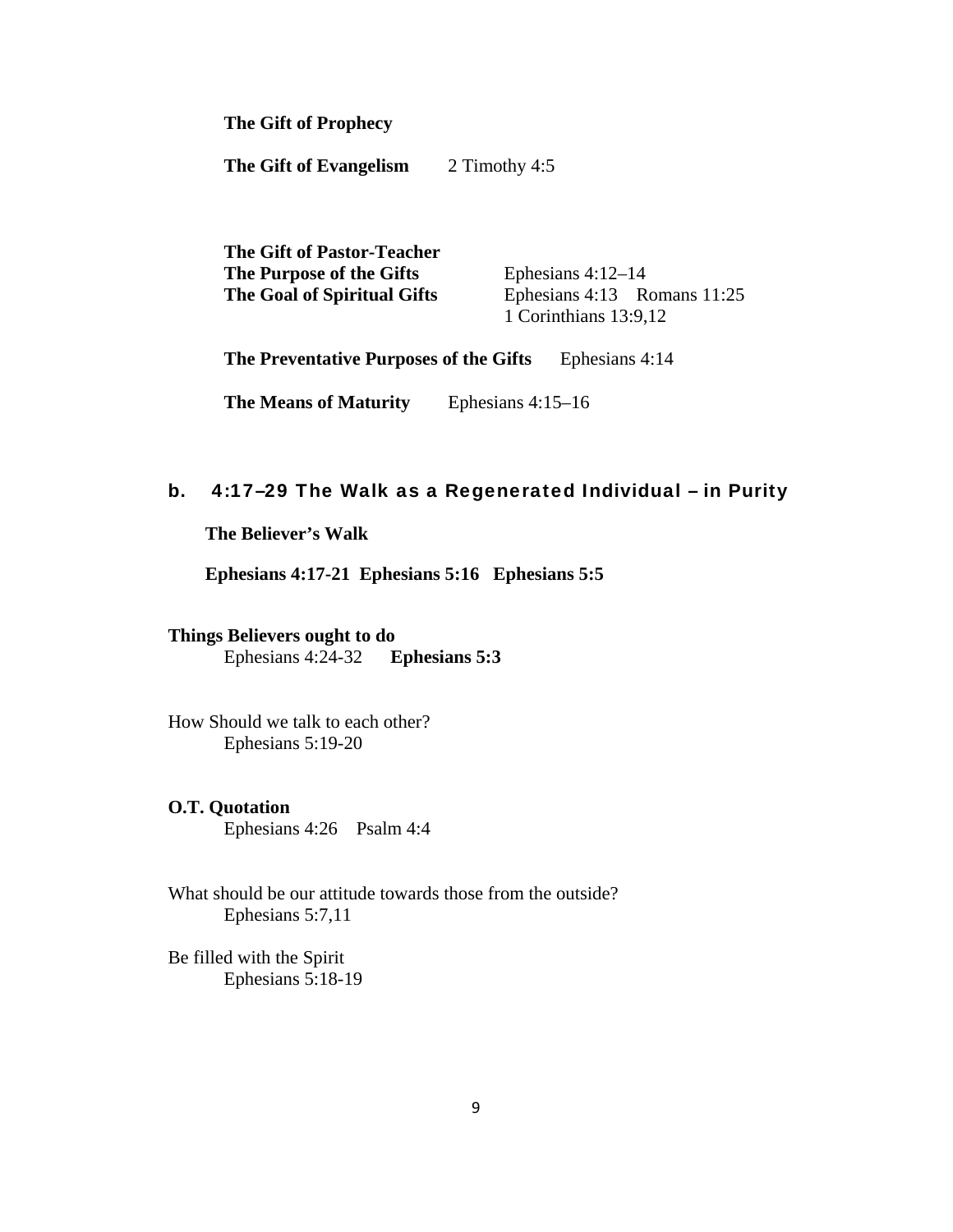**The Gift of Prophecy**

**The Gift of Evangelism** 2 Timothy 4:5

**The Gift of Pastor-Teacher**
**The Purpose of the Gifts** Ephesians 4:12–14
**The Goal of Spiritual Gifts** Ephesians 4:13 Romans 11:25
1 Corinthians 13:9,12

**The Preventative Purposes of the Gifts** Ephesians 4:14

**The Means of Maturity** Ephesians 4:15–16

## b. 4:17–29 The Walk as a Regenerated Individual – in Purity

**The Believer's Walk**

**Ephesians 4:17-21 Ephesians 5:16 Ephesians 5:5**

**Things Believers ought to do**
Ephesians 4:24-32 **Ephesians 5:3**

How Should we talk to each other?
Ephesians 5:19-20

**O.T. Quotation**
Ephesians 4:26 Psalm 4:4

What should be our attitude towards those from the outside?
Ephesians 5:7,11

Be filled with the Spirit
Ephesians 5:18-19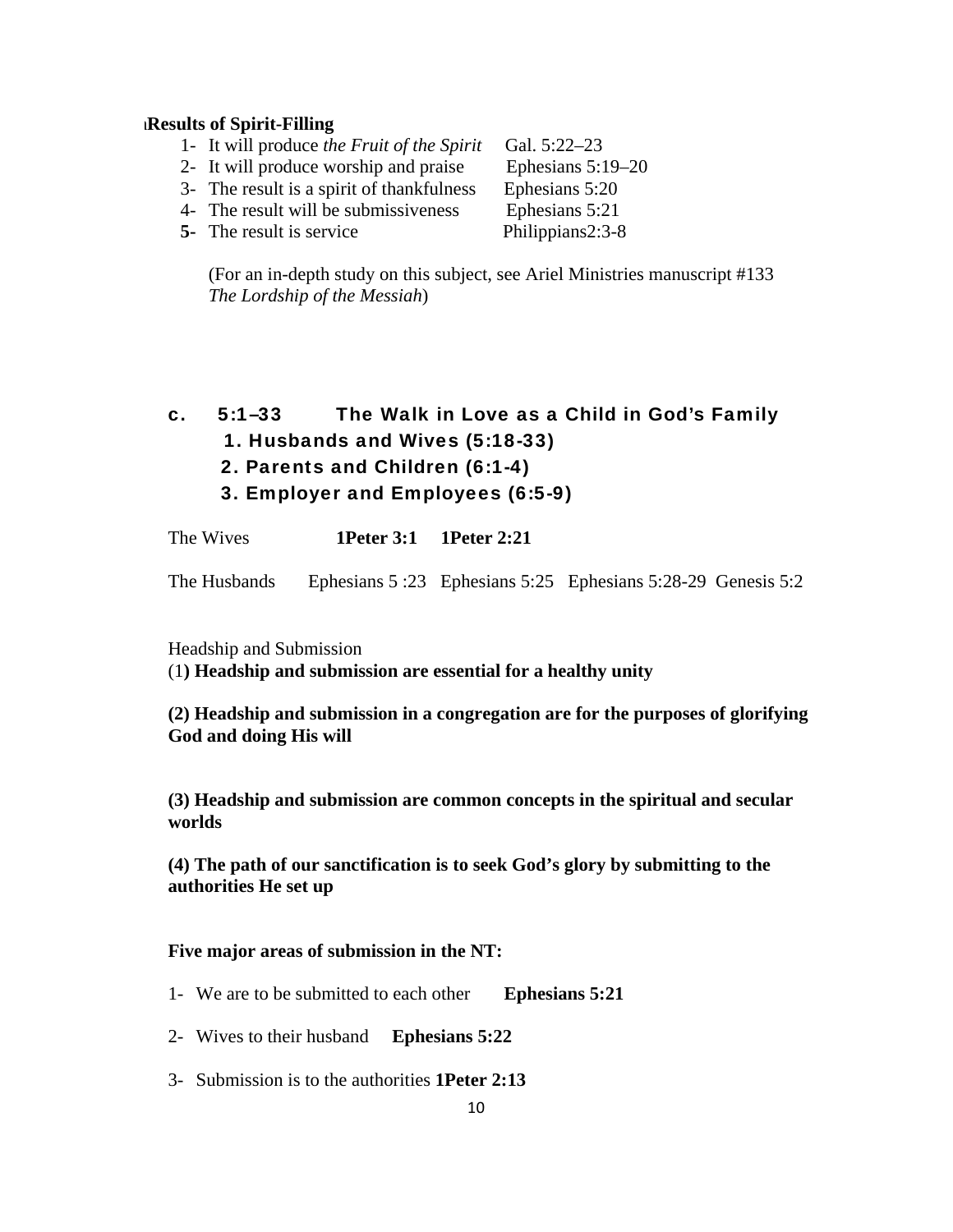**Results of Spirit-Filling**

1- It will produce *the Fruit of the Spirit* Gal. 5:22–23
2- It will produce worship and praise Ephesians 5:19–20
3- The result is a spirit of thankfulness Ephesians 5:20
4- The result will be submissiveness Ephesians 5:21
**5-** The result is service Philippians2:3-8

(For an in-depth study on this subject, see Ariel Ministries manuscript #133 *The Lordship of the Messiah*)

## c. 5:1–33 The Walk in Love as a Child in God's Family

### 1. Husbands and Wives (5:18-33)

### 2. Parents and Children (6:1-4)

### 3. Employer and Employees (6:5-9)

The Wives **1Peter 3:1 1Peter 2:21**

The Husbands Ephesians 5 :23 Ephesians 5:25 Ephesians 5:28-29 Genesis 5:2

Headship and Submission

(1**) Headship and submission are essential for a healthy unity**

**(2) Headship and submission in a congregation are for the purposes of glorifying God and doing His will**

**(3) Headship and submission are common concepts in the spiritual and secular worlds**

**(4) The path of our sanctification is to seek God's glory by submitting to the authorities He set up**

**Five major areas of submission in the NT:**

1- We are to be submitted to each other **Ephesians 5:21**

2- Wives to their husband **Ephesians 5:22**

3- Submission is to the authorities **1Peter 2:13**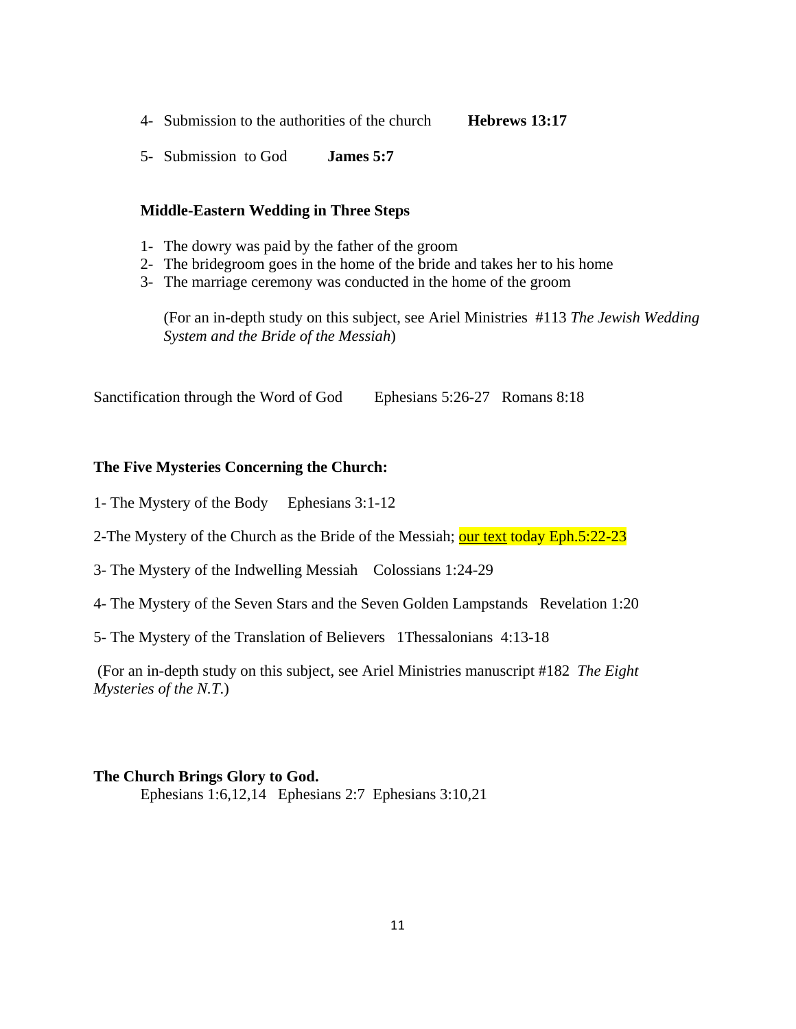4- Submission to the authorities of the church **Hebrews 13:17**

5- Submission to God **James 5:7**

**Middle-Eastern Wedding in Three Steps**

1- The dowry was paid by the father of the groom
2- The bridegroom goes in the home of the bride and takes her to his home
3- The marriage ceremony was conducted in the home of the groom

(For an in-depth study on this subject, see Ariel Ministries #113 *The Jewish Wedding System and the Bride of the Messiah*)

Sanctification through the Word of God Ephesians 5:26-27 Romans 8:18

**The Five Mysteries Concerning the Church:**

1- The Mystery of the Body Ephesians 3:1-12

2-The Mystery of the Church as the Bride of the Messiah; our text today Eph.5:22-23

3- The Mystery of the Indwelling Messiah Colossians 1:24-29

4- The Mystery of the Seven Stars and the Seven Golden Lampstands Revelation 1:20

5- The Mystery of the Translation of Believers 1Thessalonians 4:13-18

(For an in-depth study on this subject, see Ariel Ministries manuscript #182 *The Eight Mysteries of the N.T.*)

**The Church Brings Glory to God.**

Ephesians 1:6,12,14 Ephesians 2:7 Ephesians 3:10,21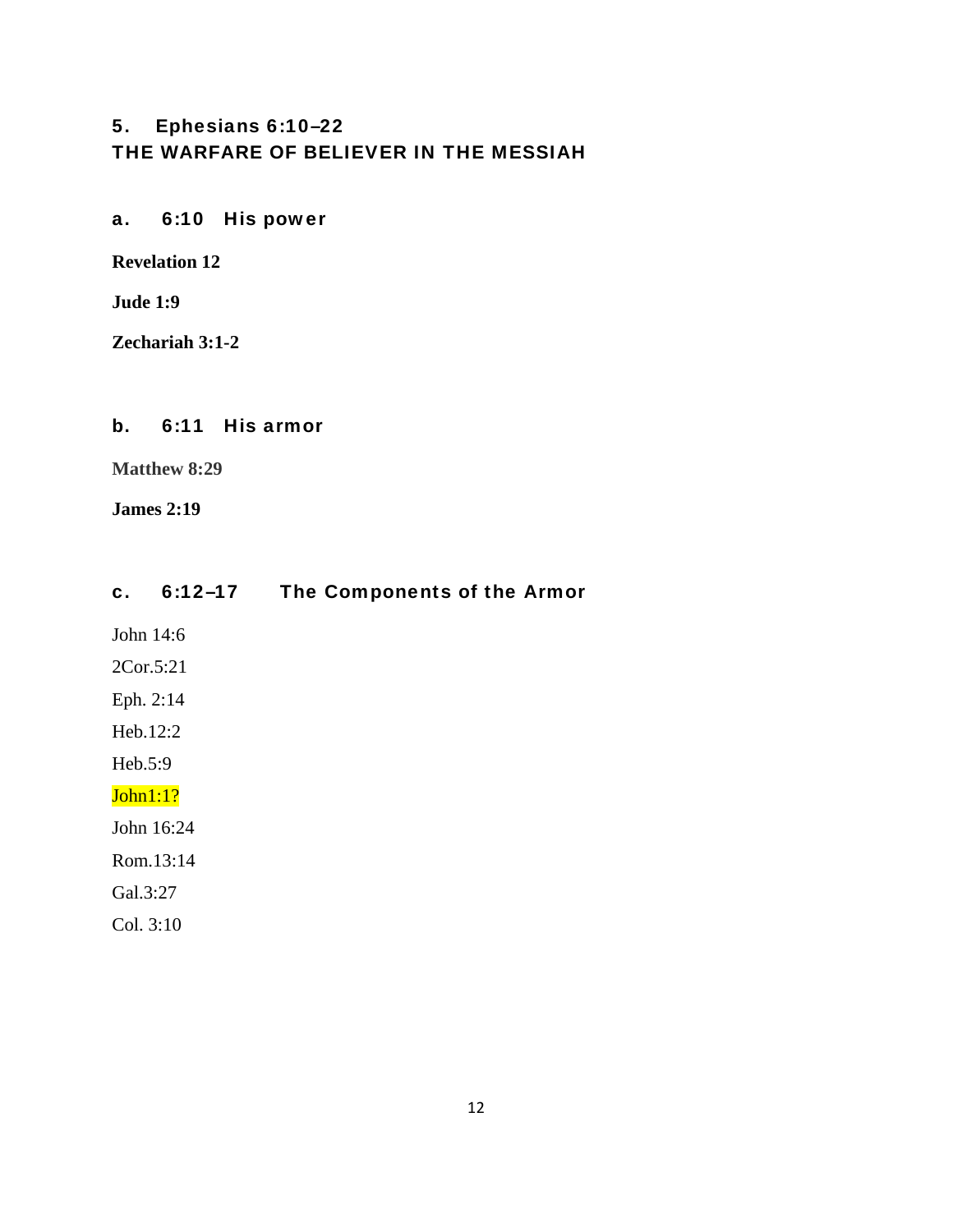## 5. Ephesians 6:10–22
## THE WARFARE OF BELIEVER IN THE MESSIAH

### a. 6:10 His power

**Revelation 12**

**Jude 1:9**

**Zechariah 3:1-2**

### b. 6:11 His armor

**Matthew 8:29**

**James 2:19**

### c. 6:12–17 The Components of the Armor

John 14:6

2Cor.5:21

Eph. 2:14

Heb.12:2

Heb.5:9

John1:1?

John 16:24

Rom.13:14

Gal.3:27

Col. 3:10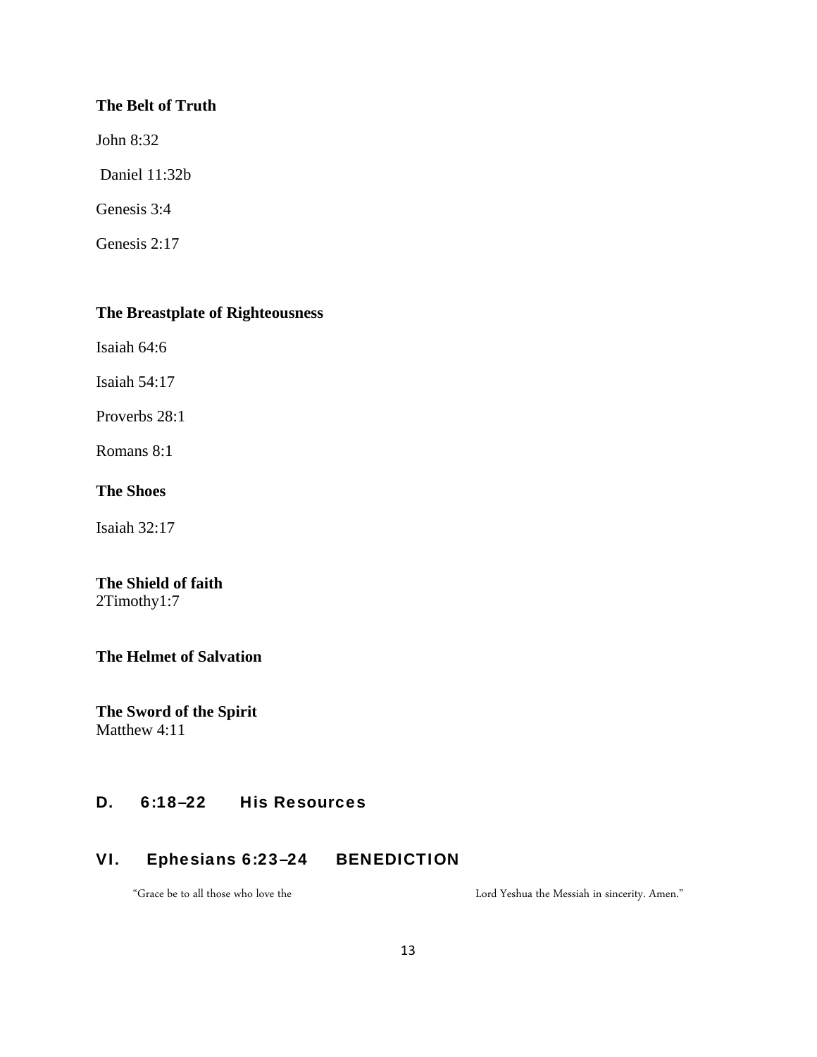**The Belt of Truth**

John 8:32

Daniel 11:32b

Genesis 3:4

Genesis 2:17

**The Breastplate of Righteousness**

Isaiah 64:6

Isaiah 54:17

Proverbs 28:1

Romans 8:1

**The Shoes**

Isaiah 32:17

**The Shield of faith**
2Timothy1:7

**The Helmet of Salvation**

**The Sword of the Spirit**
Matthew 4:11

### D. 6:18–22 His Resources

## VI. Ephesians 6:23–24 BENEDICTION

"Grace be to all those who love the Lord Yeshua the Messiah in sincerity. Amen."